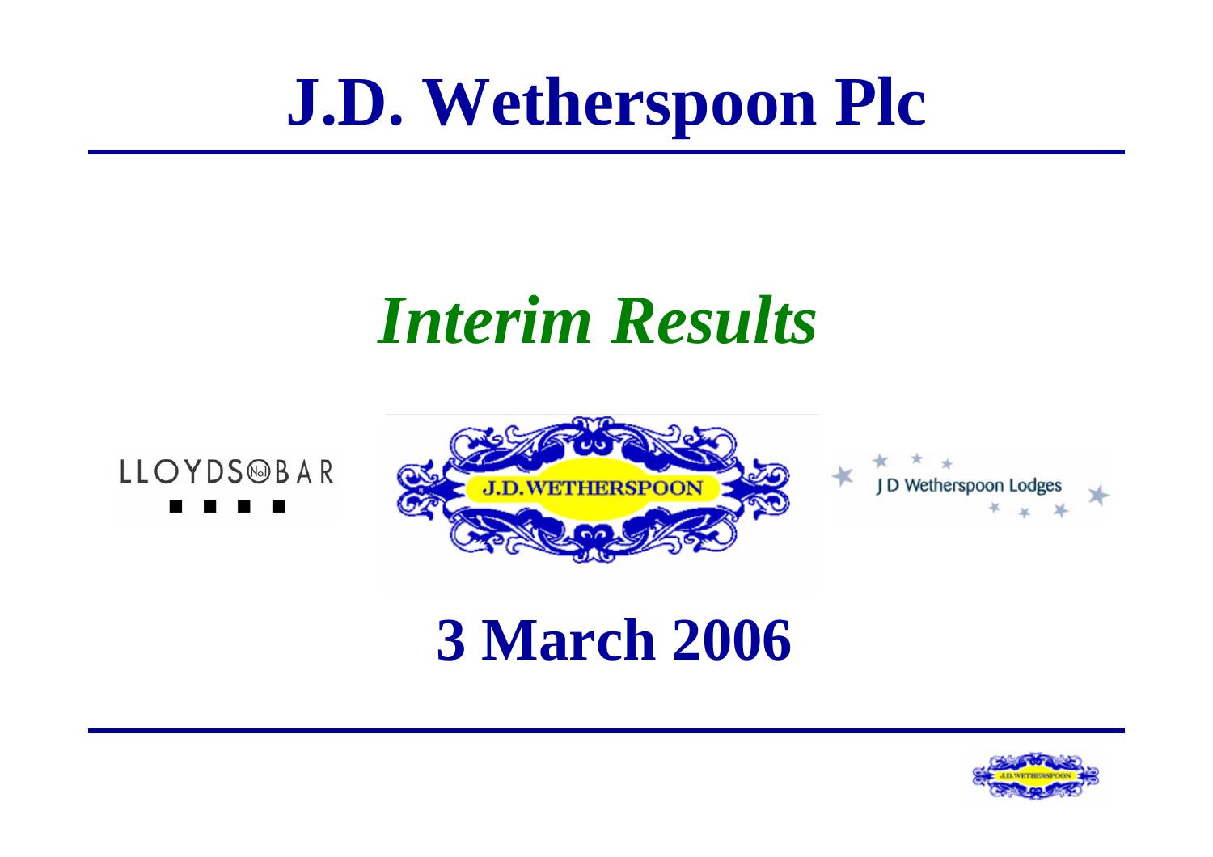# J.D. Wetherspoon Plc

## *Interim Results*

LLOYDS No1 BAR

J.D. WETHERSPOON

J D Wetherspoon Lodges

## 3 March 2006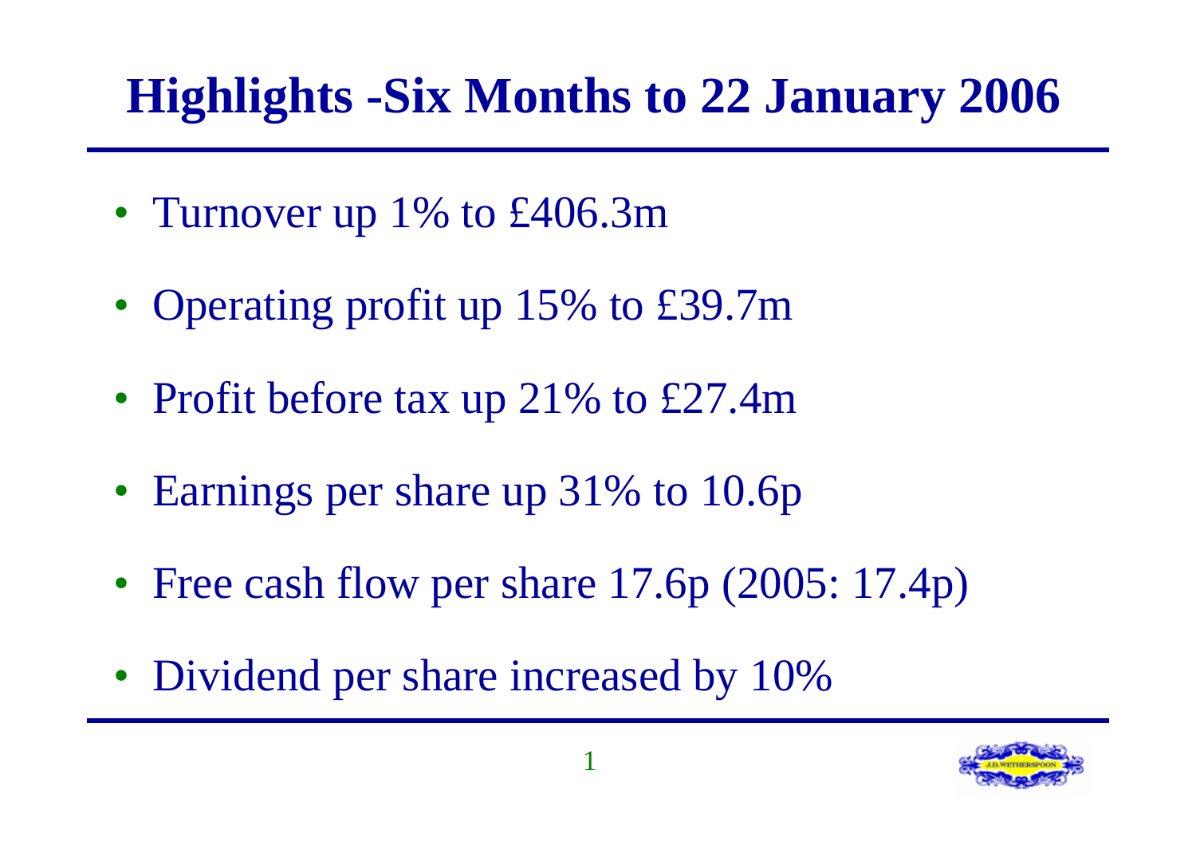# Highlights -Six Months to 22 January 2006

- Turnover up 1% to £406.3m
- Operating profit up 15% to £39.7m
- Profit before tax up 21% to £27.4m
- Earnings per share up 31% to 10.6p
- Free cash flow per share 17.6p (2005: 17.4p)
- Dividend per share increased by 10%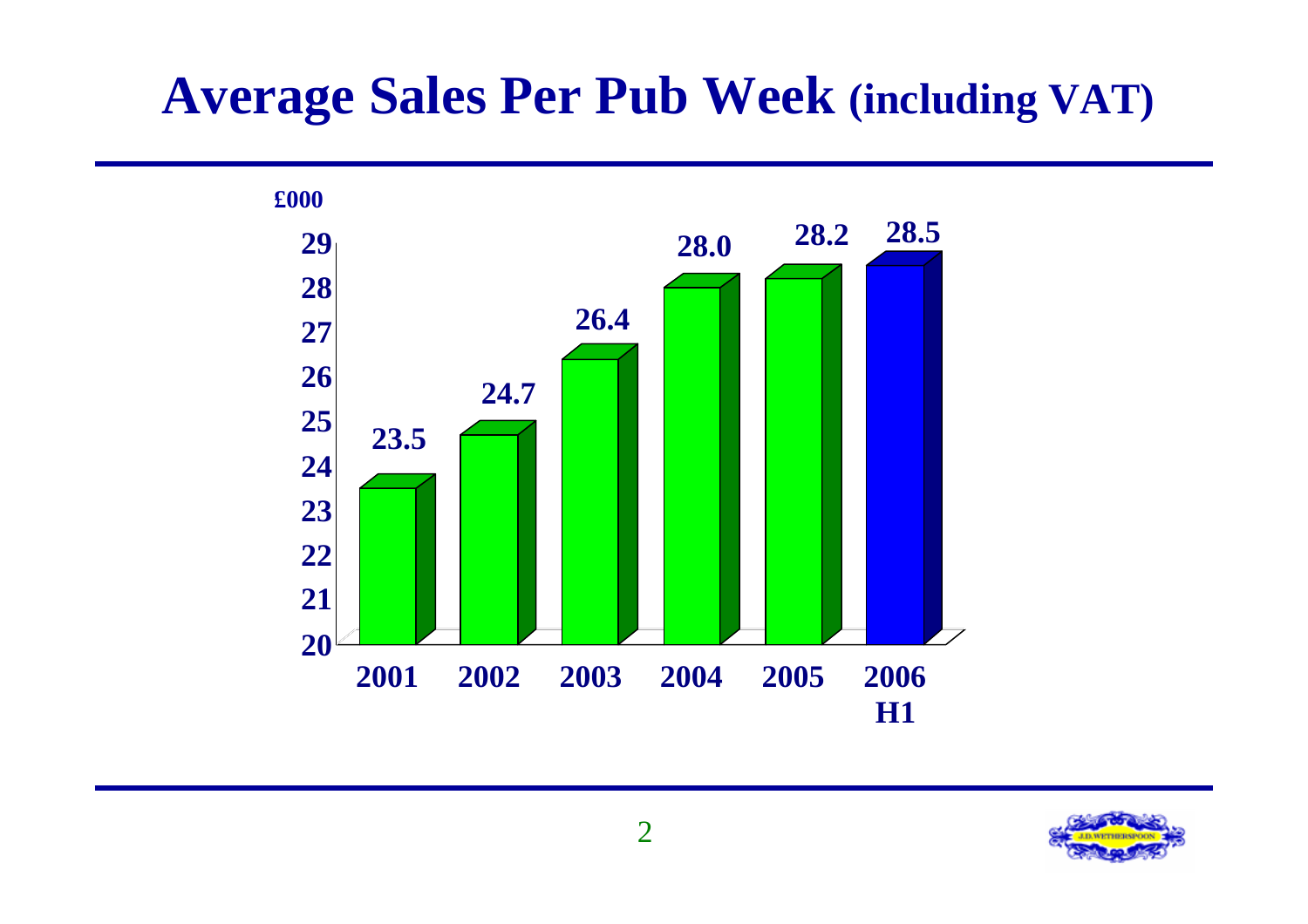# Average Sales Per Pub Week (including VAT)

£000

| Year | Sales (£000) |
|---|---|
| 2001 | 23.5 |
| 2002 | 24.7 |
| 2003 | 26.4 |
| 2004 | 28.0 |
| 2005 | 28.2 |
| 2006 H1 | 28.5 |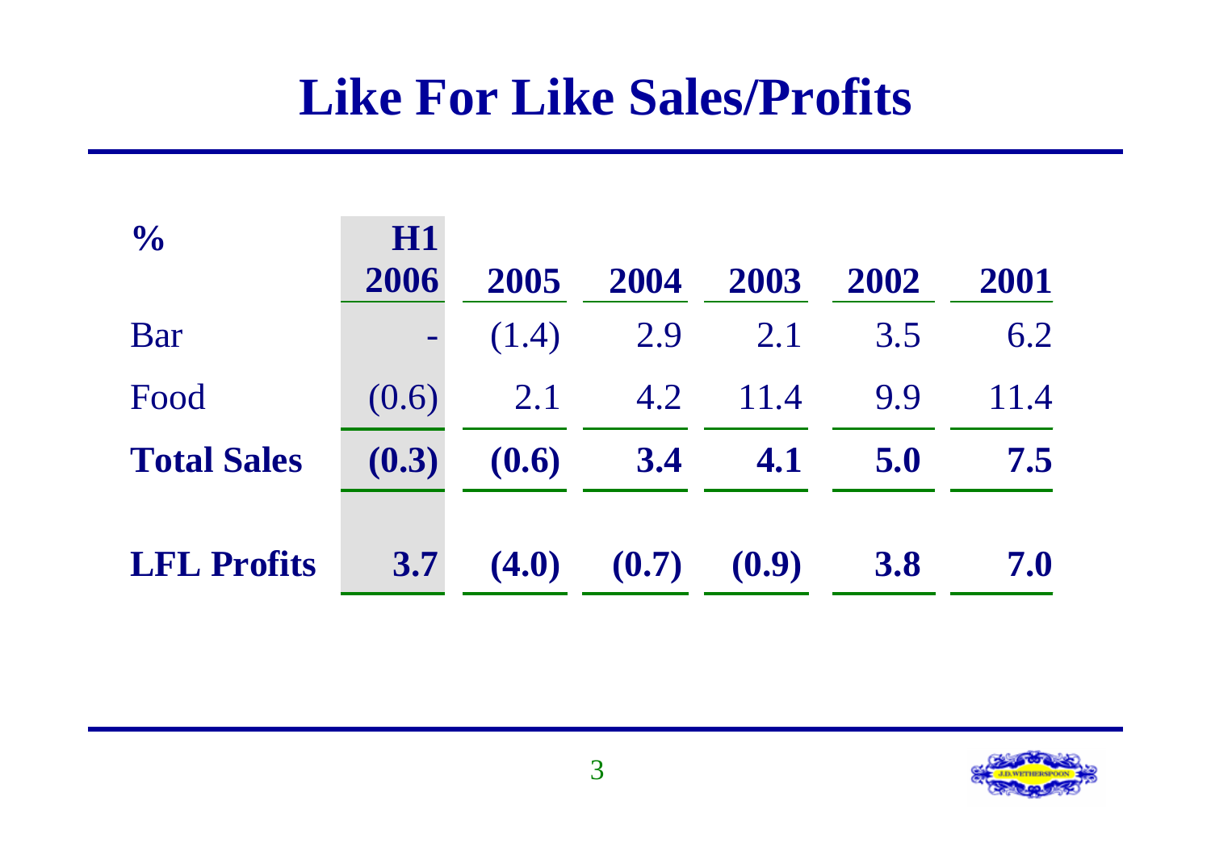# Like For Like Sales/Profits

| % | H1 2006 | 2005 | 2004 | 2003 | 2002 | 2001 |
|---|---|---|---|---|---|---|
| Bar | - | (1.4) | 2.9 | 2.1 | 3.5 | 6.2 |
| Food | (0.6) | 2.1 | 4.2 | 11.4 | 9.9 | 11.4 |
| **Total Sales** | **(0.3)** | **(0.6)** | **3.4** | **4.1** | **5.0** | **7.5** |
| | | | | | | |
| **LFL Profits** | **3.7** | **(4.0)** | **(0.7)** | **(0.9)** | **3.8** | **7.0** |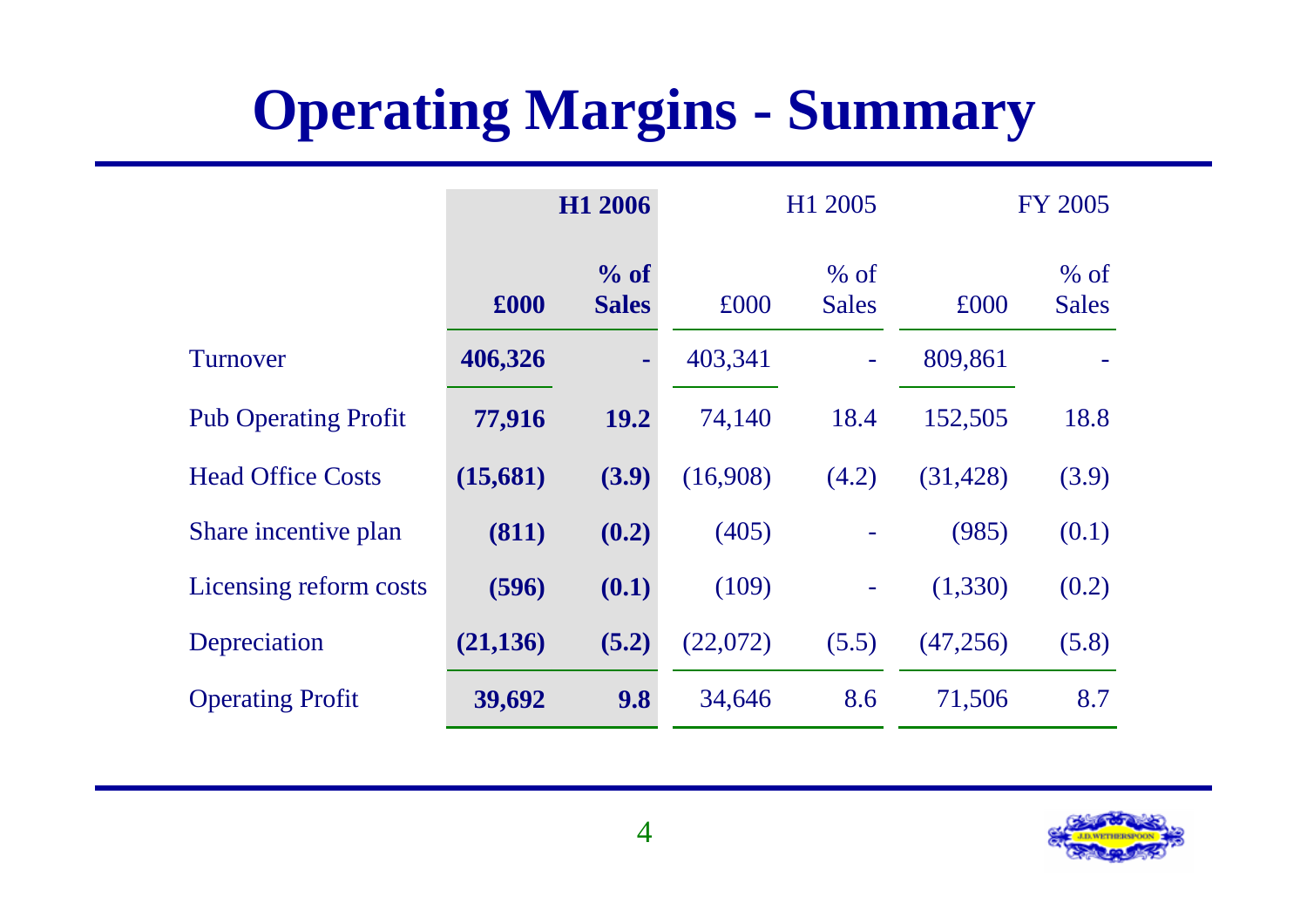# Operating Margins - Summary

| | H1 2006 | | H1 2005 | | FY 2005 | |
|---|---|---|---|---|---|---|
| | **£000** | **% of Sales** | £000 | % of Sales | £000 | % of Sales |
| Turnover | **406,326** | **-** | 403,341 | - | 809,861 | - |
| Pub Operating Profit | **77,916** | **19.2** | 74,140 | 18.4 | 152,505 | 18.8 |
| Head Office Costs | **(15,681)** | **(3.9)** | (16,908) | (4.2) | (31,428) | (3.9) |
| Share incentive plan | **(811)** | **(0.2)** | (405) | - | (985) | (0.1) |
| Licensing reform costs | **(596)** | **(0.1)** | (109) | - | (1,330) | (0.2) |
| Depreciation | **(21,136)** | **(5.2)** | (22,072) | (5.5) | (47,256) | (5.8) |
| Operating Profit | **39,692** | **9.8** | 34,646 | 8.6 | 71,506 | 8.7 |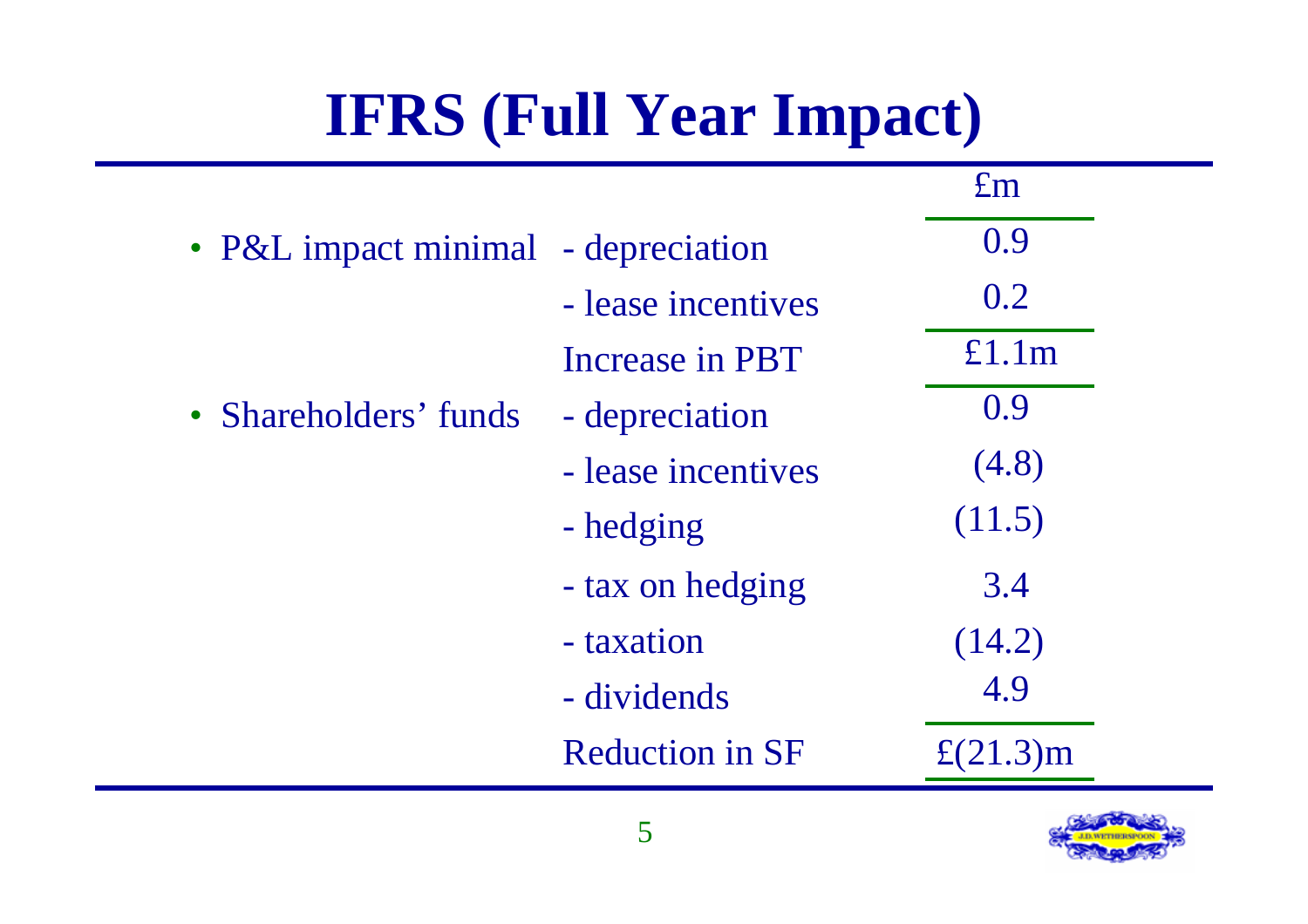# IFRS (Full Year Impact)

| | | £m |
|---|---|---|
| • P&L impact minimal | - depreciation | 0.9 |
| | - lease incentives | 0.2 |
| | Increase in PBT | £1.1m |
| • Shareholders' funds | - depreciation | 0.9 |
| | - lease incentives | (4.8) |
| | - hedging | (11.5) |
| | - tax on hedging | 3.4 |
| | - taxation | (14.2) |
| | - dividends | 4.9 |
| | Reduction in SF | £(21.3)m |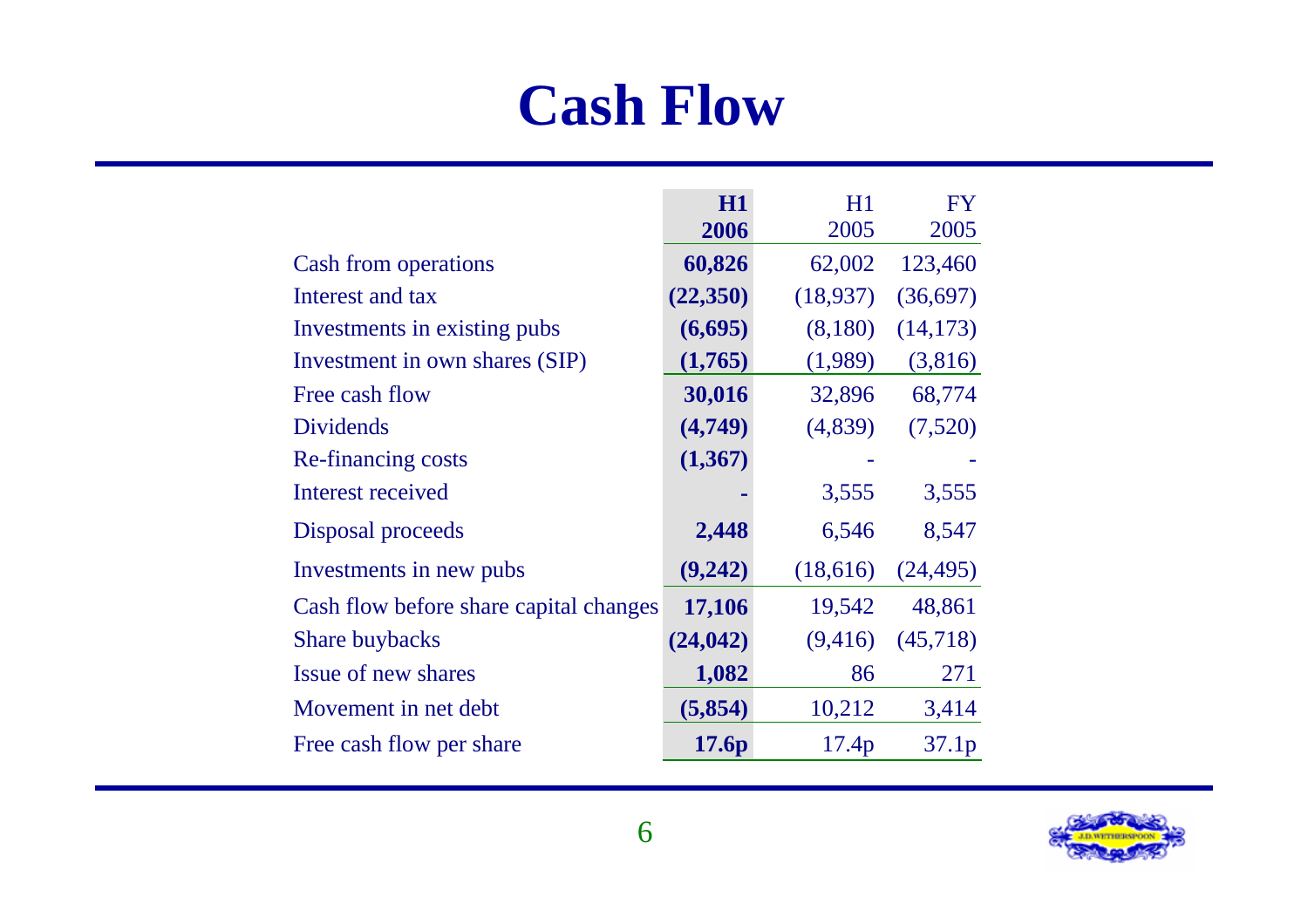# Cash Flow

| | **H1 2006** | H1 2005 | FY 2005 |
|---|---|---|---|
| Cash from operations | **60,826** | 62,002 | 123,460 |
| Interest and tax | **(22,350)** | (18,937) | (36,697) |
| Investments in existing pubs | **(6,695)** | (8,180) | (14,173) |
| Investment in own shares (SIP) | **(1,765)** | (1,989) | (3,816) |
| Free cash flow | **30,016** | 32,896 | 68,774 |
| Dividends | **(4,749)** | (4,839) | (7,520) |
| Re-financing costs | **(1,367)** | - | - |
| Interest received | **-** | 3,555 | 3,555 |
| Disposal proceeds | **2,448** | 6,546 | 8,547 |
| Investments in new pubs | **(9,242)** | (18,616) | (24,495) |
| Cash flow before share capital changes | **17,106** | 19,542 | 48,861 |
| Share buybacks | **(24,042)** | (9,416) | (45,718) |
| Issue of new shares | **1,082** | 86 | 271 |
| Movement in net debt | **(5,854)** | 10,212 | 3,414 |
| Free cash flow per share | **17.6p** | 17.4p | 37.1p |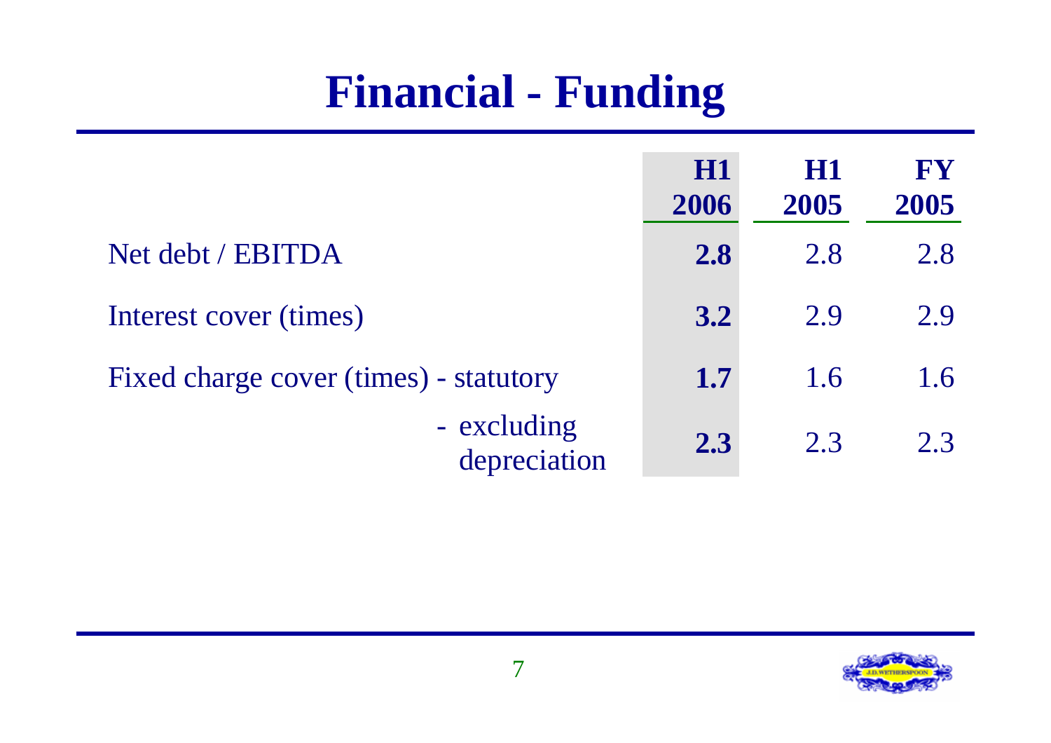# Financial - Funding

| | H1 2006 | H1 2005 | FY 2005 |
|---|---|---|---|
| Net debt / EBITDA | **2.8** | 2.8 | 2.8 |
| Interest cover (times) | **3.2** | 2.9 | 2.9 |
| Fixed charge cover (times) - statutory | **1.7** | 1.6 | 1.6 |
| - excluding depreciation | **2.3** | 2.3 | 2.3 |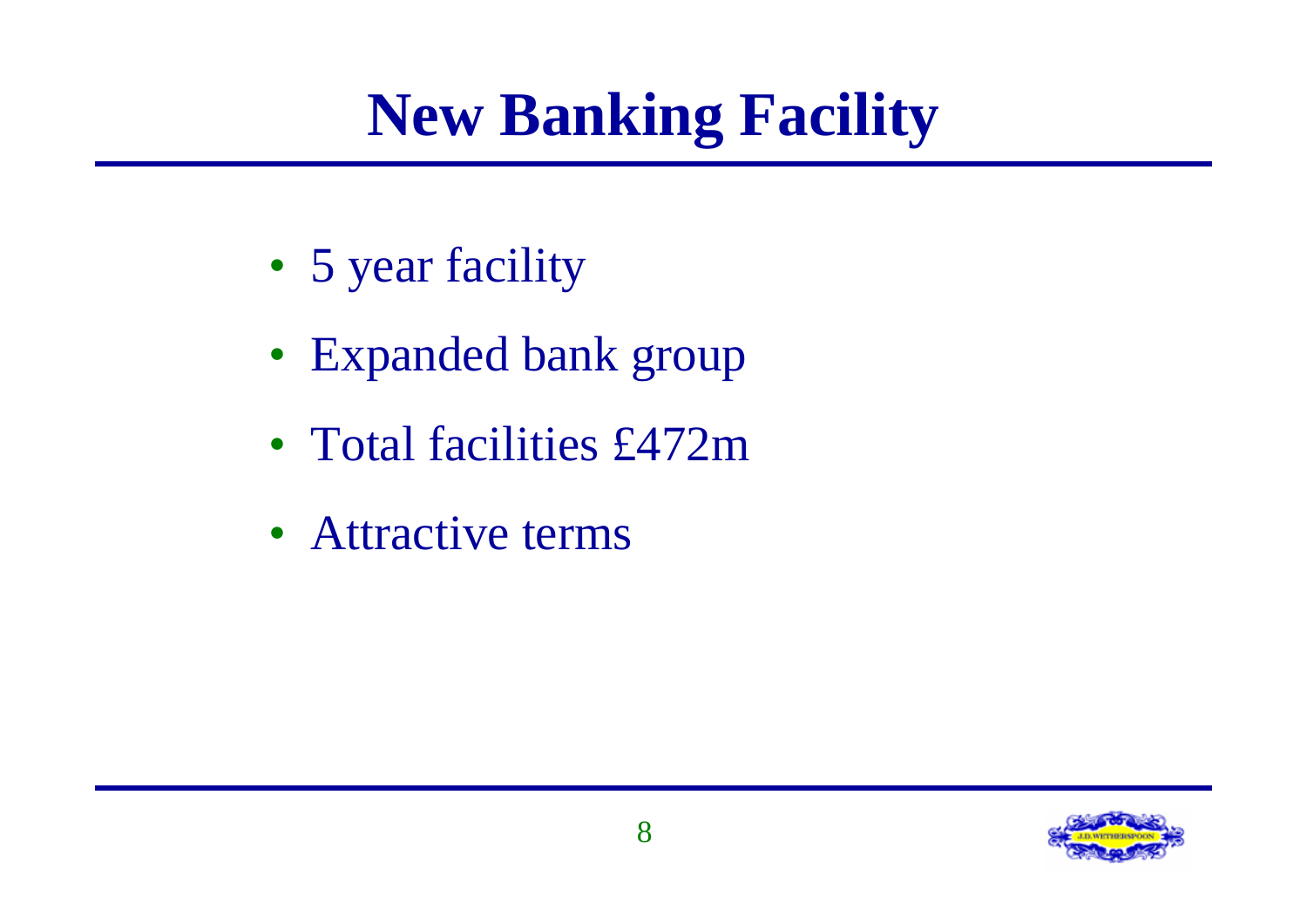# New Banking Facility

- 5 year facility
- Expanded bank group
- Total facilities £472m
- Attractive terms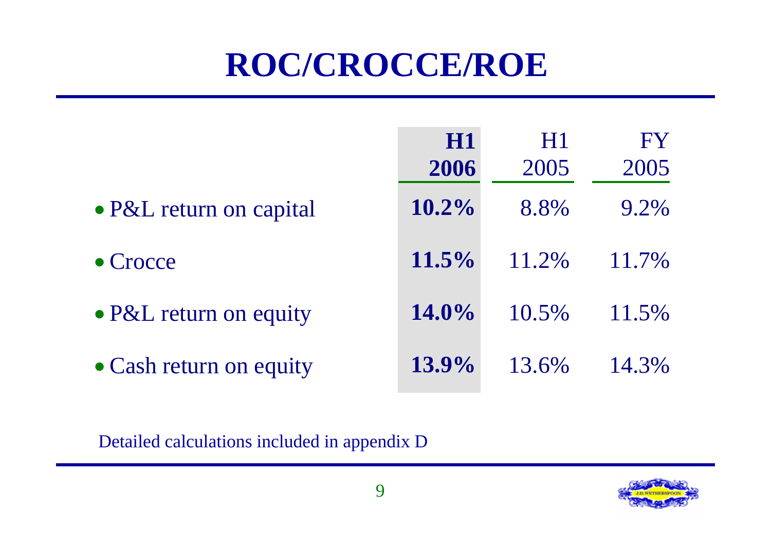# ROC/CROCCE/ROE

| | **H1 2006** | H1 2005 | FY 2005 |
|---|---|---|---|
| • P&L return on capital | **10.2%** | 8.8% | 9.2% |
| • Crocce | **11.5%** | 11.2% | 11.7% |
| • P&L return on equity | **14.0%** | 10.5% | 11.5% |
| • Cash return on equity | **13.9%** | 13.6% | 14.3% |

Detailed calculations included in appendix D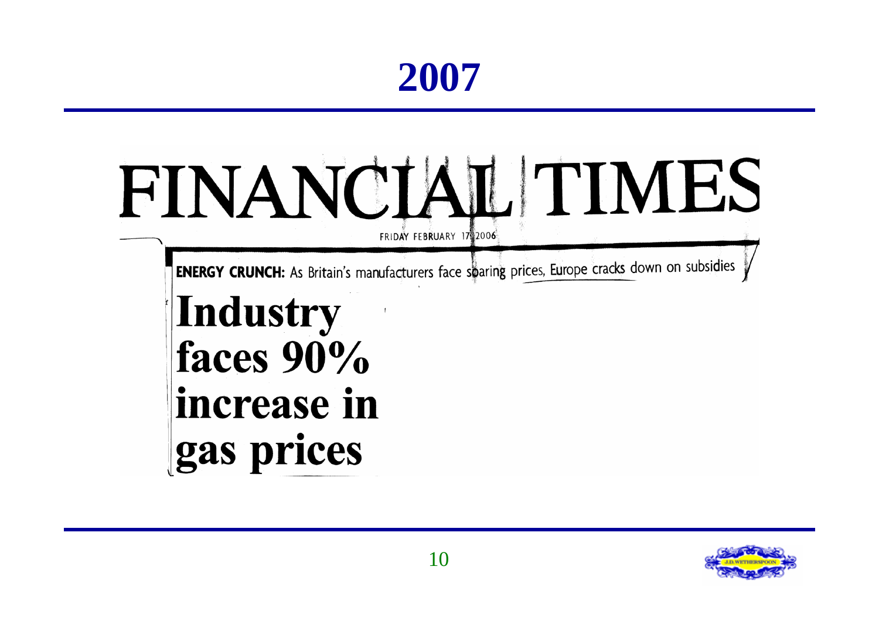# 2007

FINANCIAL TIMES

FRIDAY FEBRUARY 17 2006

**ENERGY CRUNCH:** As Britain's manufacturers face soaring prices, Europe cracks down on subsidies

## Industry faces 90% increase in gas prices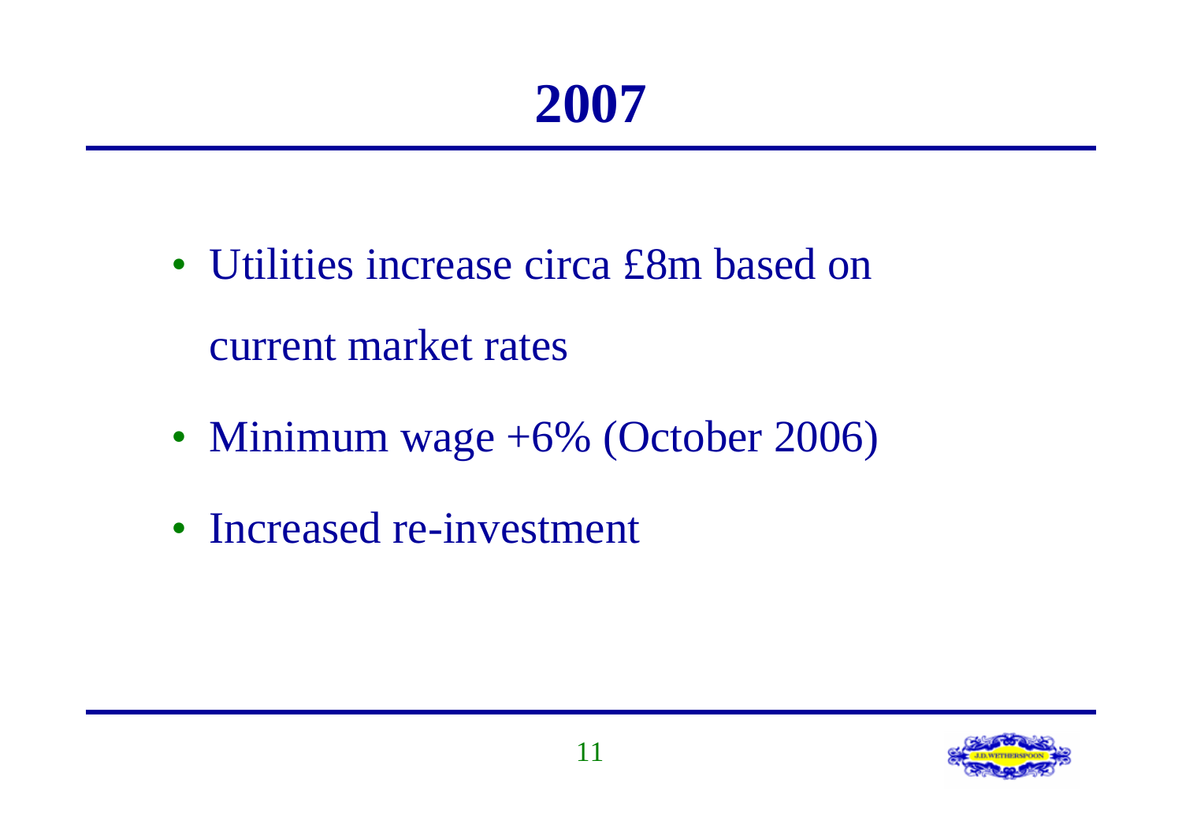# 2007

- Utilities increase circa £8m based on current market rates
- Minimum wage +6% (October 2006)
- Increased re-investment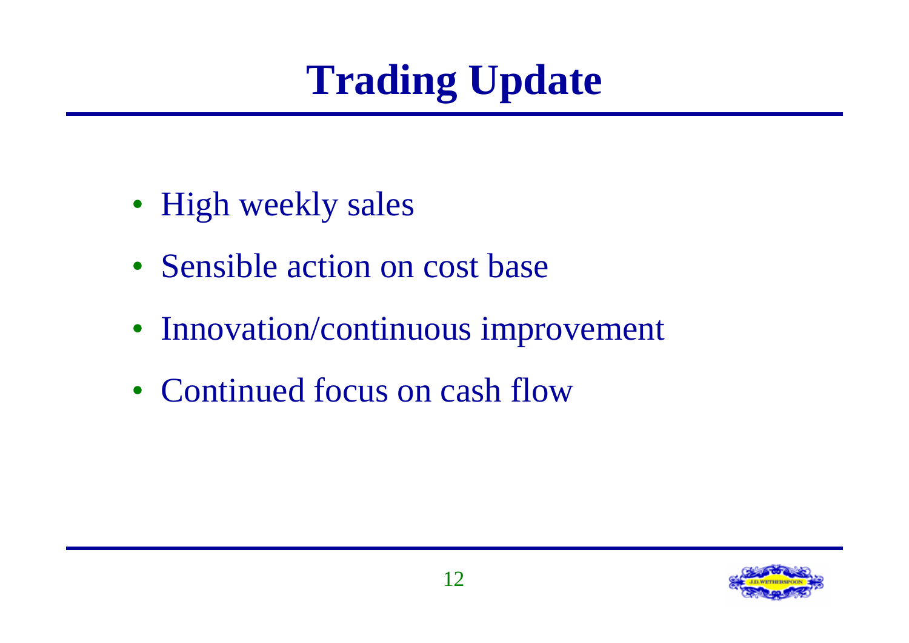# Trading Update

- High weekly sales
- Sensible action on cost base
- Innovation/continuous improvement
- Continued focus on cash flow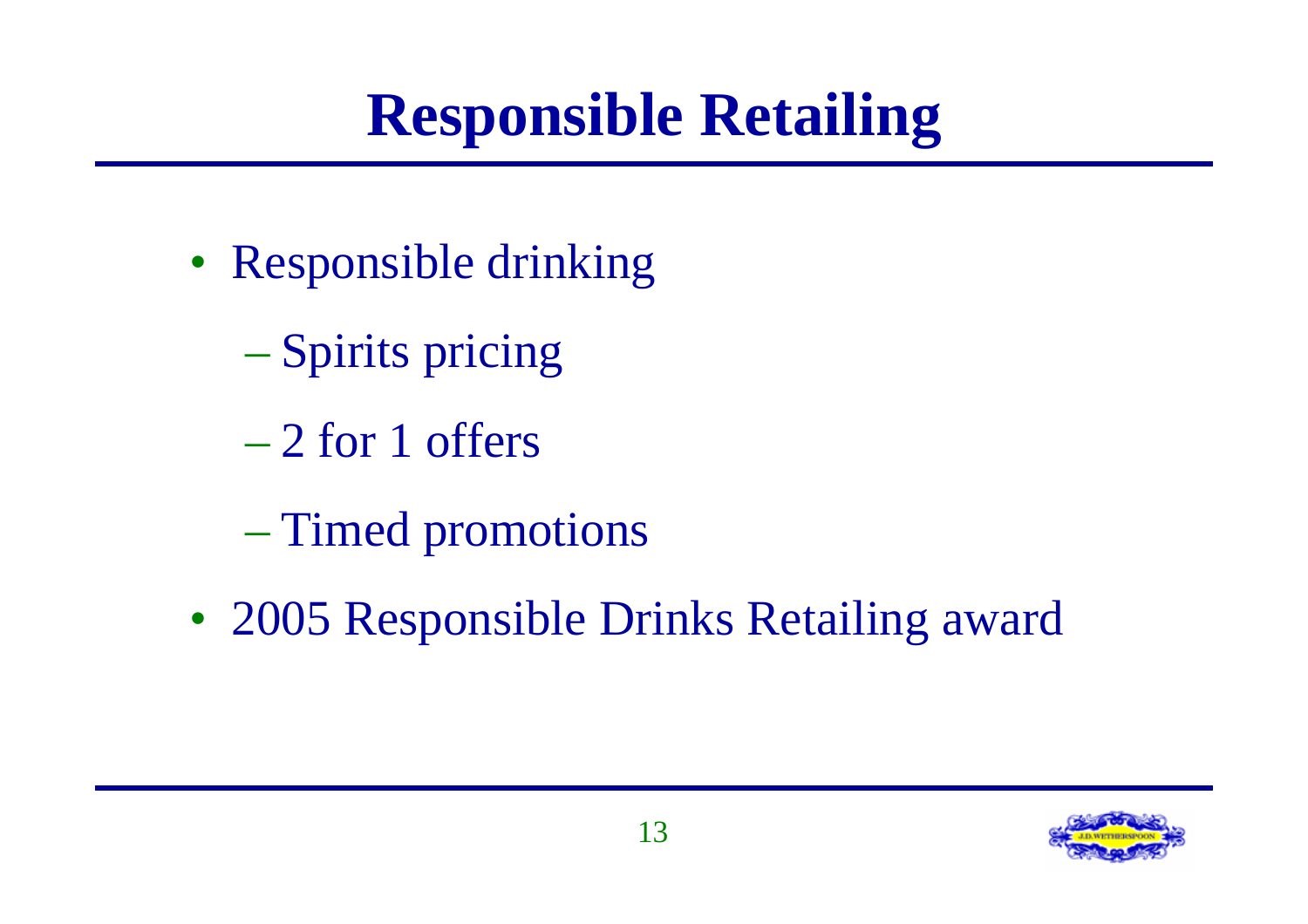# Responsible Retailing

- Responsible drinking
  - Spirits pricing
  - 2 for 1 offers
  - Timed promotions
- 2005 Responsible Drinks Retailing award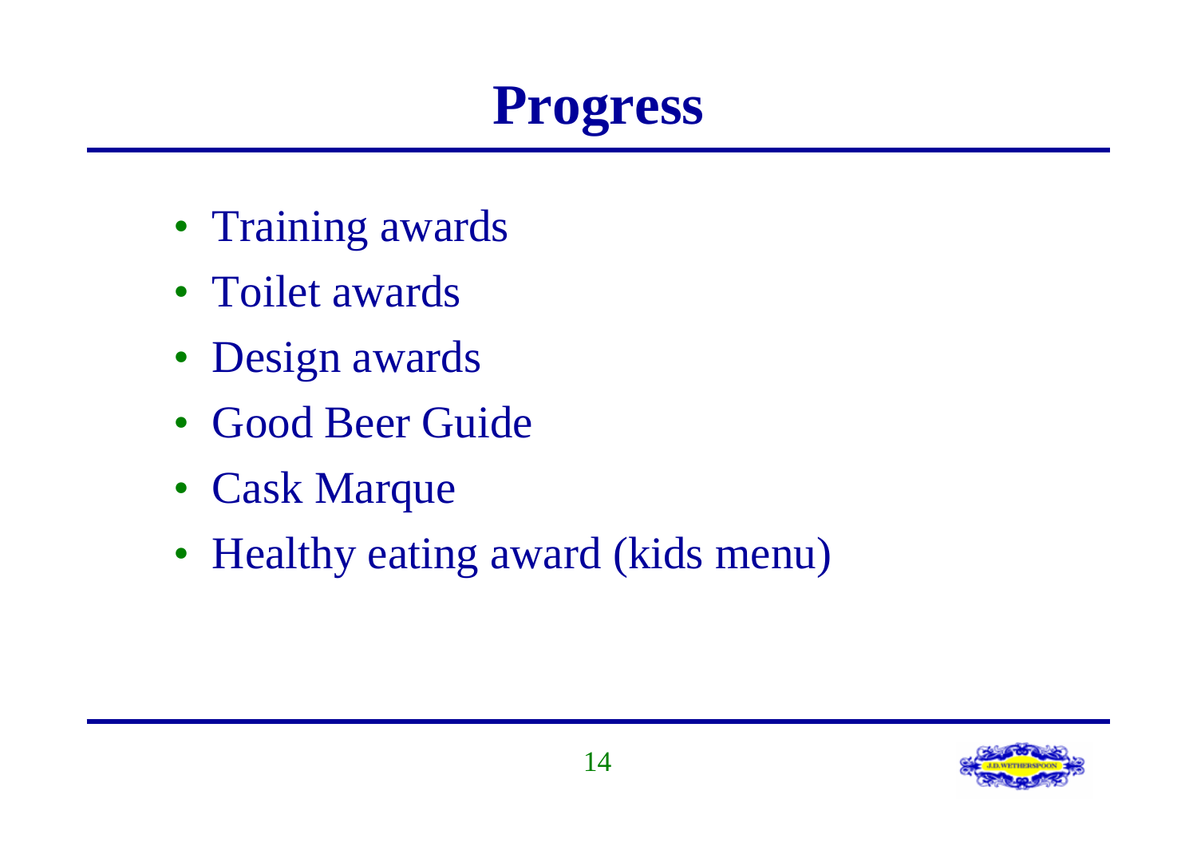# Progress

- Training awards
- Toilet awards
- Design awards
- Good Beer Guide
- Cask Marque
- Healthy eating award (kids menu)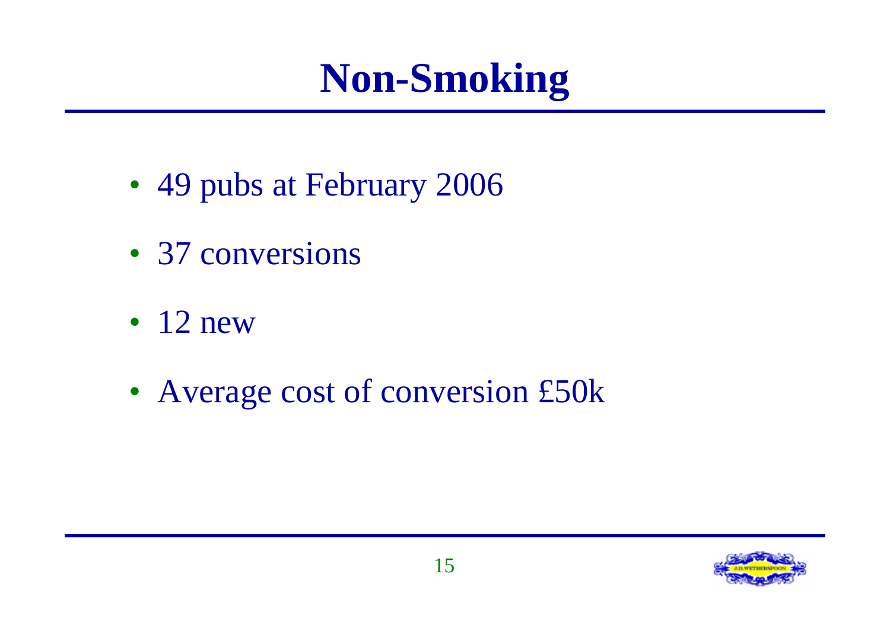# Non-Smoking

- 49 pubs at February 2006
- 37 conversions
- 12 new
- Average cost of conversion £50k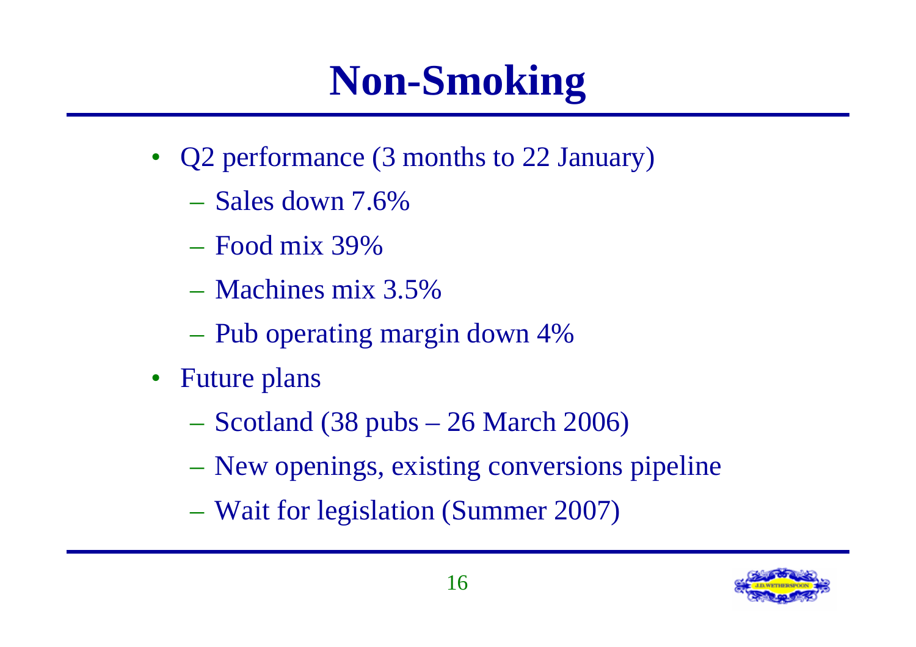# Non-Smoking

- Q2 performance (3 months to 22 January)
  - Sales down 7.6%
  - Food mix 39%
  - Machines mix 3.5%
  - Pub operating margin down 4%
- Future plans
  - Scotland (38 pubs – 26 March 2006)
  - New openings, existing conversions pipeline
  - Wait for legislation (Summer 2007)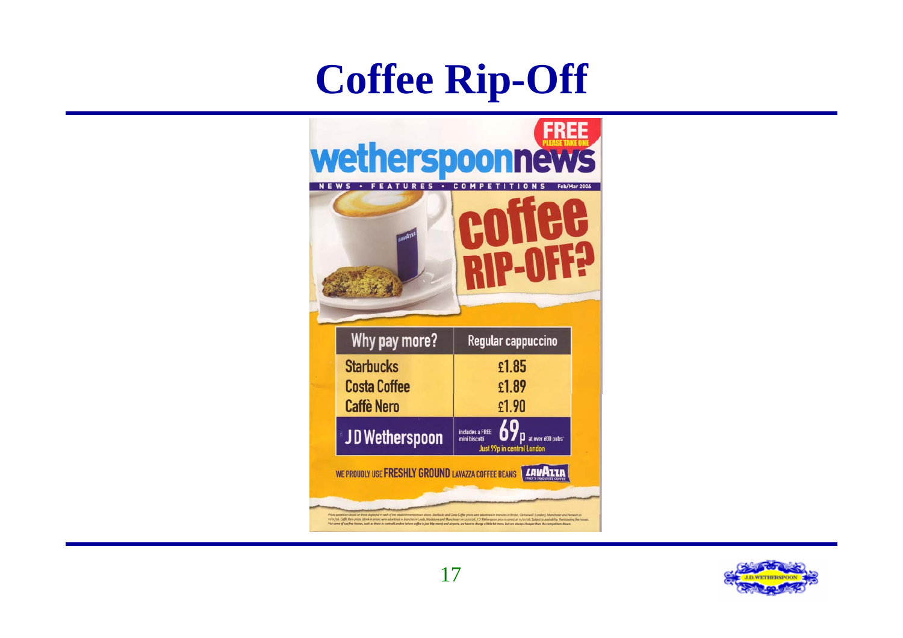# Coffee Rip-Off

**wetherspoonnews**

FREE PLEASE TAKE ONE

NEWS • FEATURES • COMPETITIONS Feb/Mar 2006

**coffee RIP-OFF?**

| Why pay more? | Regular cappuccino |
| --- | --- |
| Starbucks | £1.85 |
| Costa Coffee | £1.89 |
| Caffè Nero | £1.90 |
| JD Wetherspoon | includes a FREE mini biscotti 69p at over 600 pubs* Just 99p in central London |

WE PROUDLY USE FRESHLY GROUND LAVAZZA COFFEE BEANS LAVAZZA ITALY'S FAVOURITE COFFEE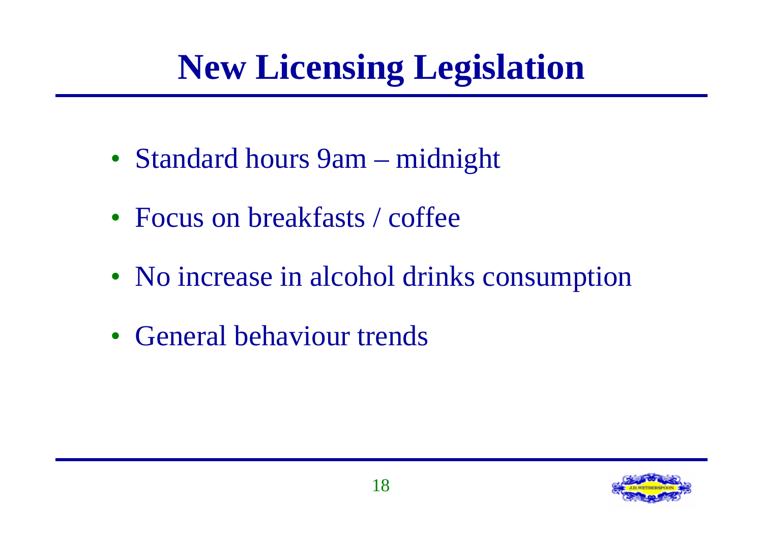# New Licensing Legislation

- Standard hours 9am – midnight
- Focus on breakfasts / coffee
- No increase in alcohol drinks consumption
- General behaviour trends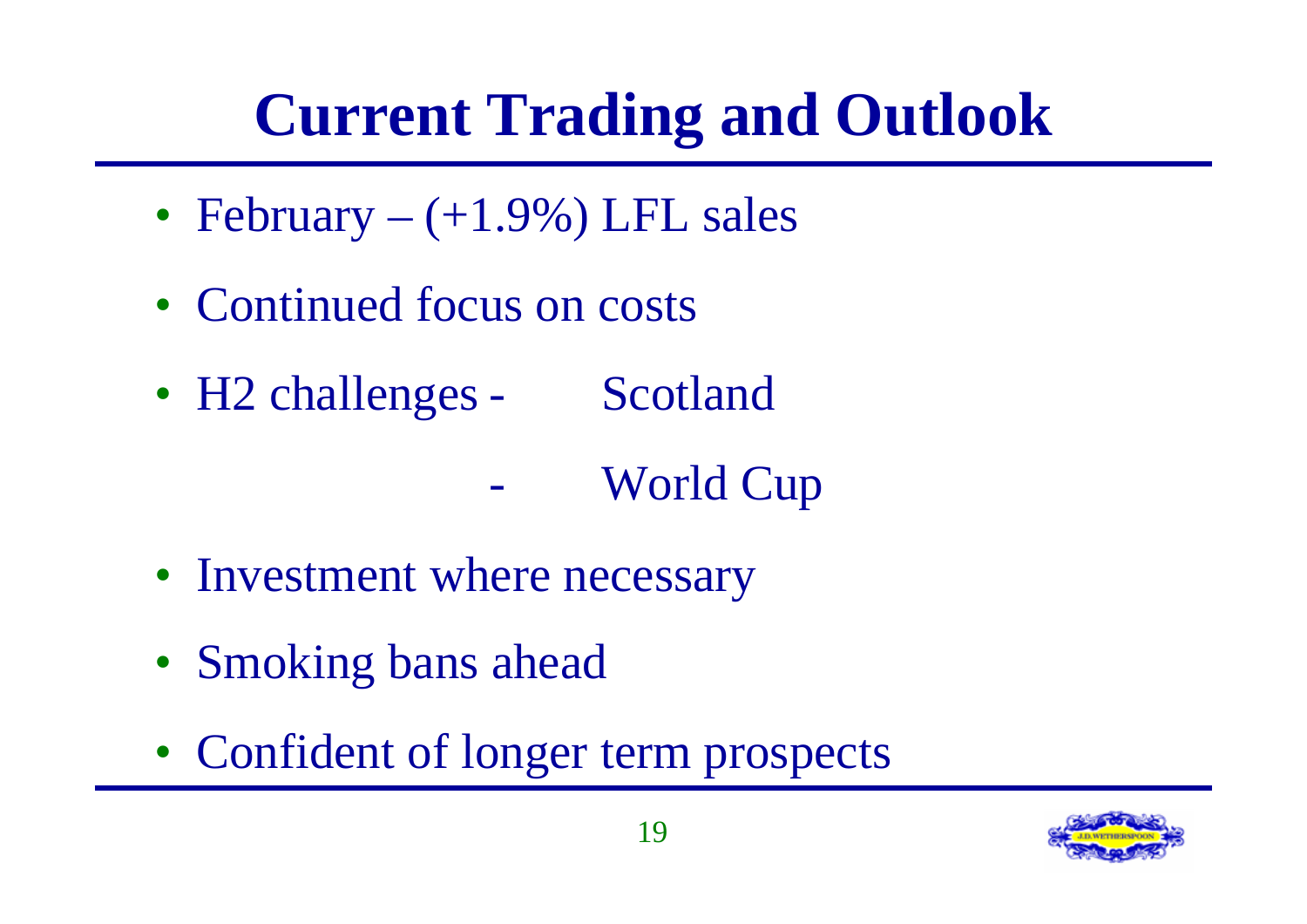# Current Trading and Outlook

- February – (+1.9%) LFL sales
- Continued focus on costs
- H2 challenges - Scotland
  - World Cup
- Investment where necessary
- Smoking bans ahead
- Confident of longer term prospects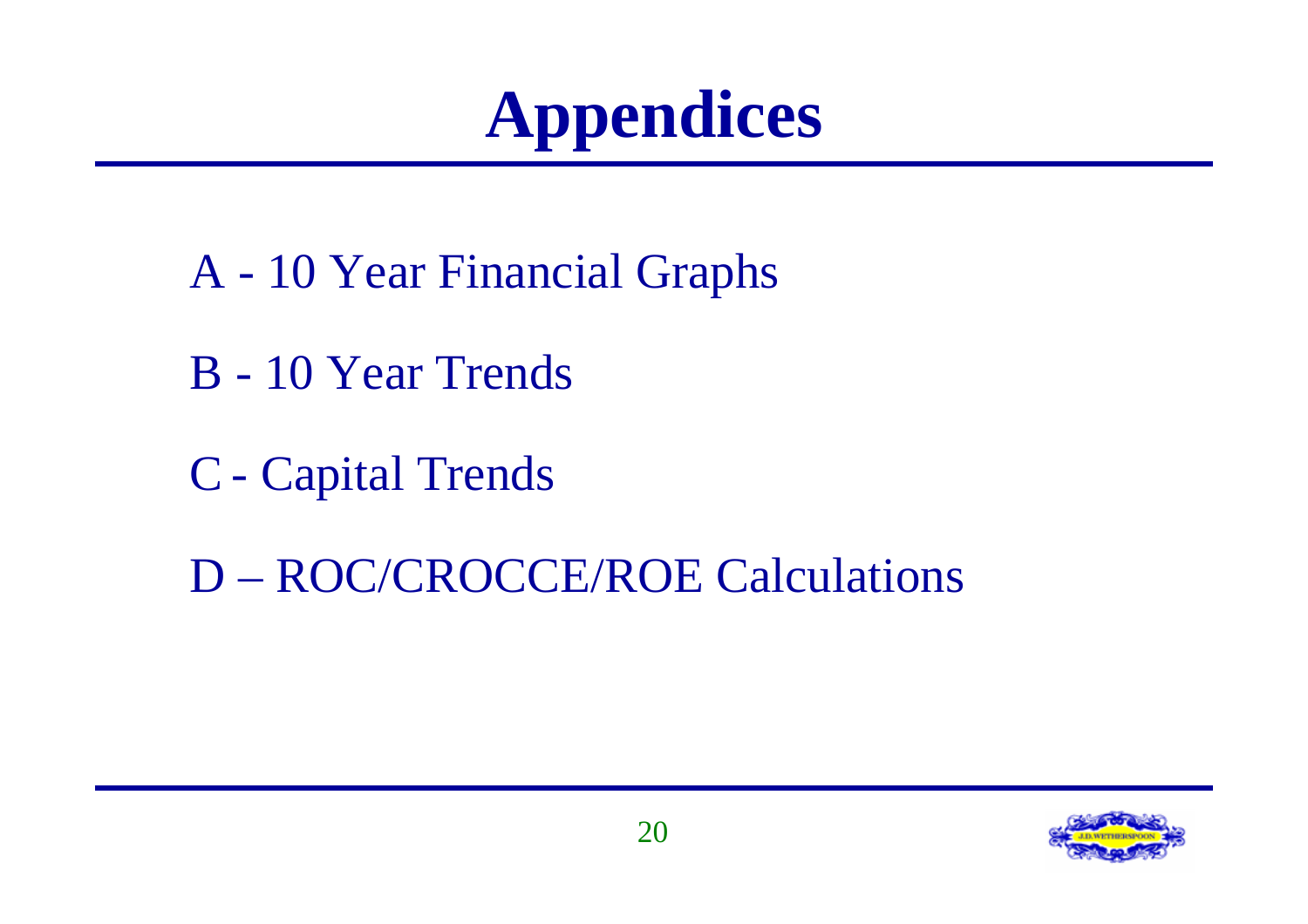# Appendices

A - 10 Year Financial Graphs

B - 10 Year Trends

C - Capital Trends

D – ROC/CROCCE/ROE Calculations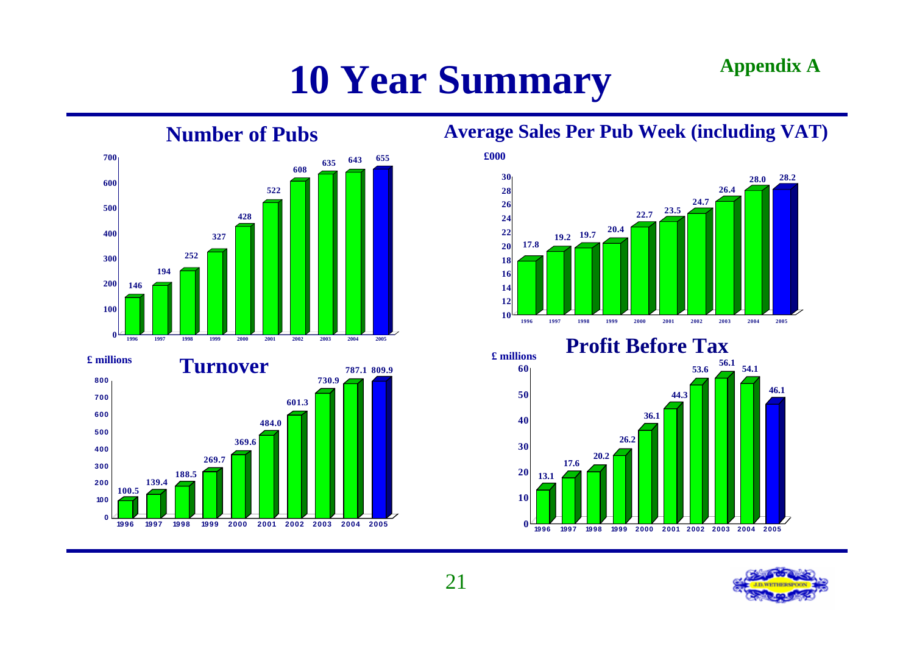# 10 Year Summary

**Appendix A**

## Number of Pubs

| Year | Number of Pubs |
|---|---|
| 1996 | 146 |
| 1997 | 194 |
| 1998 | 252 |
| 1999 | 327 |
| 2000 | 428 |
| 2001 | 522 |
| 2002 | 608 |
| 2003 | 635 |
| 2004 | 643 |
| 2005 | 655 |

## Average Sales Per Pub Week (including VAT)

£000

| Year | Average Sales Per Pub Week |
|---|---|
| 1996 | 17.8 |
| 1997 | 19.2 |
| 1998 | 19.7 |
| 1999 | 20.4 |
| 2000 | 22.7 |
| 2001 | 23.5 |
| 2002 | 24.7 |
| 2003 | 26.4 |
| 2004 | 28.0 |
| 2005 | 28.2 |

## Turnover

£ millions

| Year | Turnover |
|---|---|
| 1996 | 100.5 |
| 1997 | 139.4 |
| 1998 | 188.5 |
| 1999 | 269.7 |
| 2000 | 369.6 |
| 2001 | 484.0 |
| 2002 | 601.3 |
| 2003 | 730.9 |
| 2004 | 787.1 |
| 2005 | 809.9 |

## Profit Before Tax

£ millions

| Year | Profit Before Tax |
|---|---|
| 1996 | 13.1 |
| 1997 | 17.6 |
| 1998 | 20.2 |
| 1999 | 26.2 |
| 2000 | 36.1 |
| 2001 | 44.3 |
| 2002 | 53.6 |
| 2003 | 56.1 |
| 2004 | 54.1 |
| 2005 | 46.1 |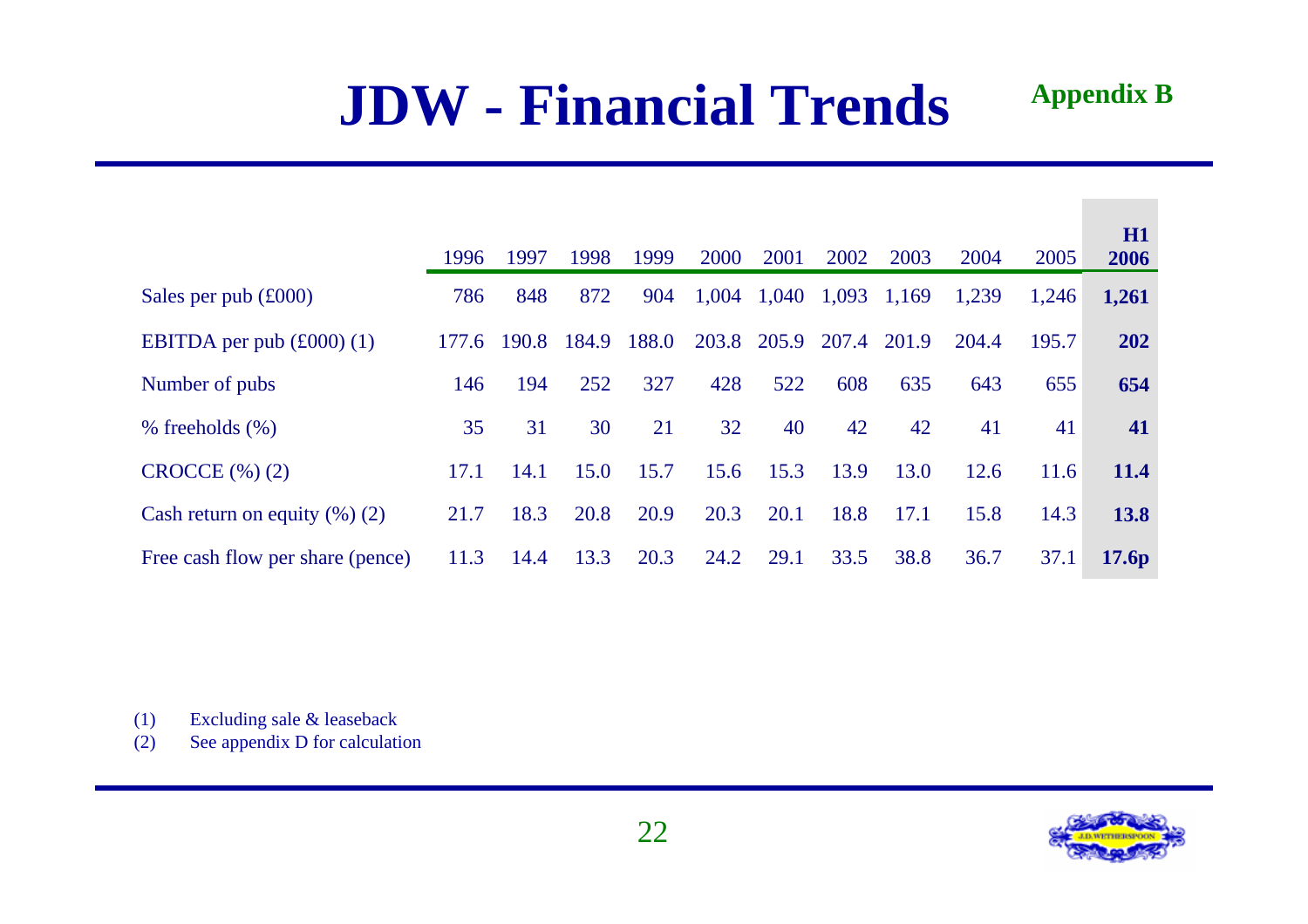# JDW - Financial Trends

**Appendix B**

| | 1996 | 1997 | 1998 | 1999 | 2000 | 2001 | 2002 | 2003 | 2004 | 2005 | **H1 2006** |
|---|---|---|---|---|---|---|---|---|---|---|---|
| Sales per pub (£000) | 786 | 848 | 872 | 904 | 1,004 | 1,040 | 1,093 | 1,169 | 1,239 | 1,246 | **1,261** |
| EBITDA per pub (£000) (1) | 177.6 | 190.8 | 184.9 | 188.0 | 203.8 | 205.9 | 207.4 | 201.9 | 204.4 | 195.7 | **202** |
| Number of pubs | 146 | 194 | 252 | 327 | 428 | 522 | 608 | 635 | 643 | 655 | **654** |
| % freeholds (%) | 35 | 31 | 30 | 21 | 32 | 40 | 42 | 42 | 41 | 41 | **41** |
| CROCCE (%) (2) | 17.1 | 14.1 | 15.0 | 15.7 | 15.6 | 15.3 | 13.9 | 13.0 | 12.6 | 11.6 | **11.4** |
| Cash return on equity (%) (2) | 21.7 | 18.3 | 20.8 | 20.9 | 20.3 | 20.1 | 18.8 | 17.1 | 15.8 | 14.3 | **13.8** |
| Free cash flow per share (pence) | 11.3 | 14.4 | 13.3 | 20.3 | 24.2 | 29.1 | 33.5 | 38.8 | 36.7 | 37.1 | **17.6p** |

(1) Excluding sale & leaseback

(2) See appendix D for calculation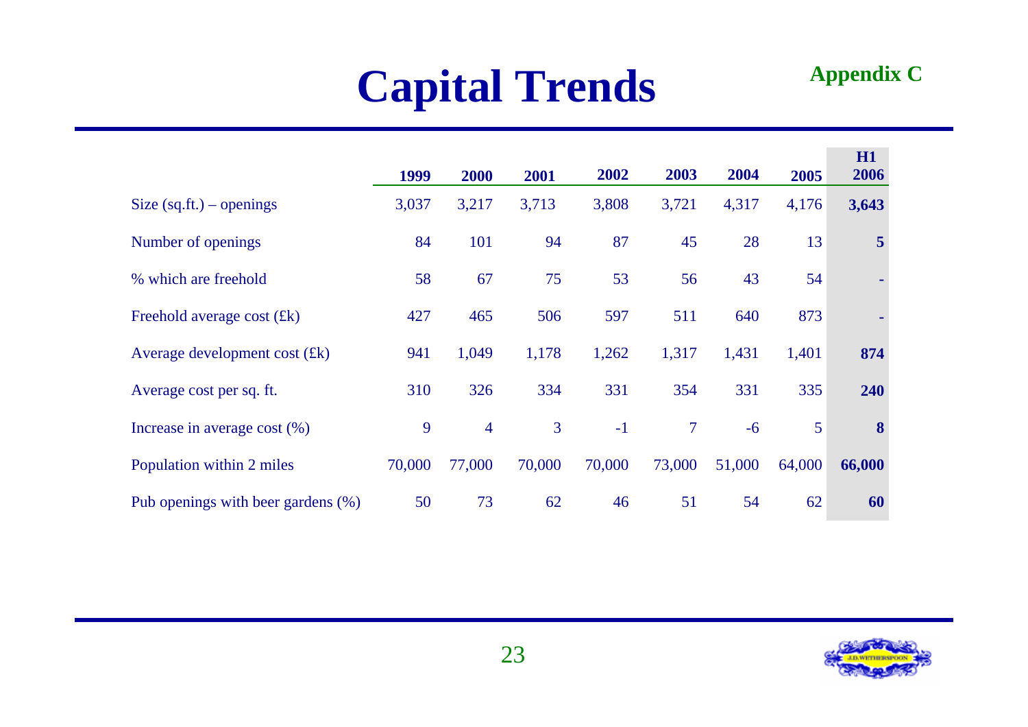# Capital Trends

**Appendix C**

| | 1999 | 2000 | 2001 | 2002 | 2003 | 2004 | 2005 | H1 2006 |
|---|---|---|---|---|---|---|---|---|
| Size (sq.ft.) – openings | 3,037 | 3,217 | 3,713 | 3,808 | 3,721 | 4,317 | 4,176 | **3,643** |
| Number of openings | 84 | 101 | 94 | 87 | 45 | 28 | 13 | **5** |
| % which are freehold | 58 | 67 | 75 | 53 | 56 | 43 | 54 | **-** |
| Freehold average cost (£k) | 427 | 465 | 506 | 597 | 511 | 640 | 873 | **-** |
| Average development cost (£k) | 941 | 1,049 | 1,178 | 1,262 | 1,317 | 1,431 | 1,401 | **874** |
| Average cost per sq. ft. | 310 | 326 | 334 | 331 | 354 | 331 | 335 | **240** |
| Increase in average cost (%) | 9 | 4 | 3 | -1 | 7 | -6 | 5 | **8** |
| Population within 2 miles | 70,000 | 77,000 | 70,000 | 70,000 | 73,000 | 51,000 | 64,000 | **66,000** |
| Pub openings with beer gardens (%) | 50 | 73 | 62 | 46 | 51 | 54 | 62 | **60** |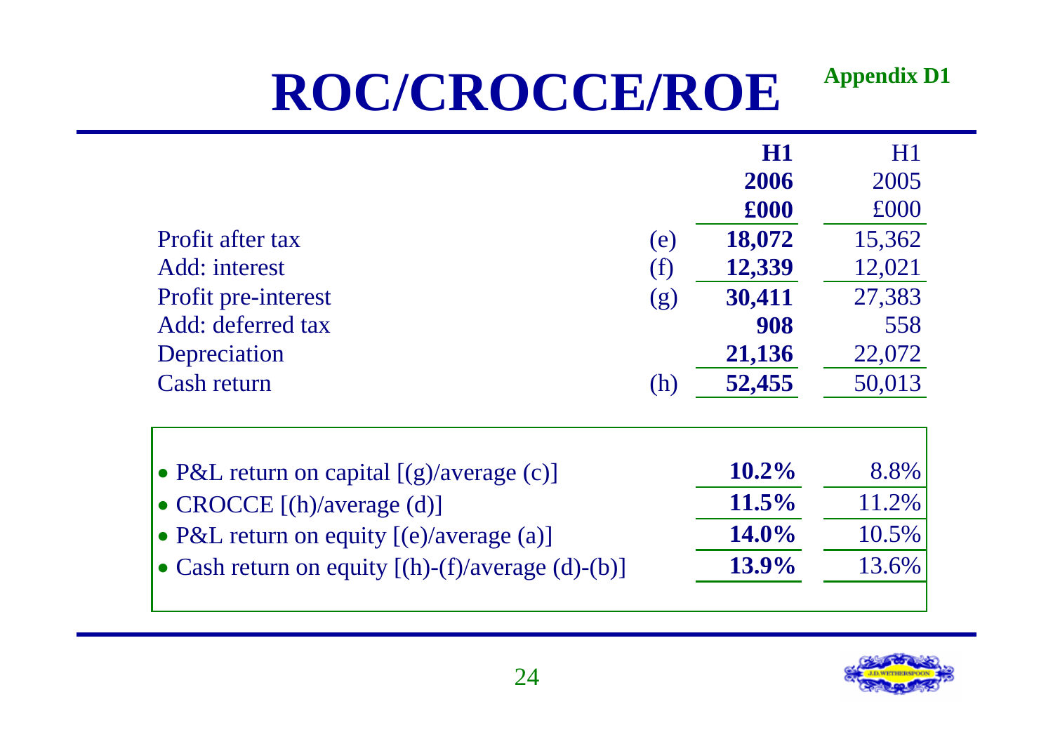# ROC/CROCCE/ROE

**Appendix D1**

| | | **H1 2006 £000** | H1 2005 £000 |
|---|---|---|---|
| Profit after tax | (e) | **18,072** | 15,362 |
| Add: interest | (f) | **12,339** | 12,021 |
| Profit pre-interest | (g) | **30,411** | 27,383 |
| Add: deferred tax | | **908** | 558 |
| Depreciation | | **21,136** | 22,072 |
| Cash return | (h) | **52,455** | 50,013 |

| | **H1 2006** | H1 2005 |
|---|---|---|
| • P&L return on capital [(g)/average (c)] | **10.2%** | 8.8% |
| • CROCCE [(h)/average (d)] | **11.5%** | 11.2% |
| • P&L return on equity [(e)/average (a)] | **14.0%** | 10.5% |
| • Cash return on equity [(h)-(f)/average (d)-(b)] | **13.9%** | 13.6% |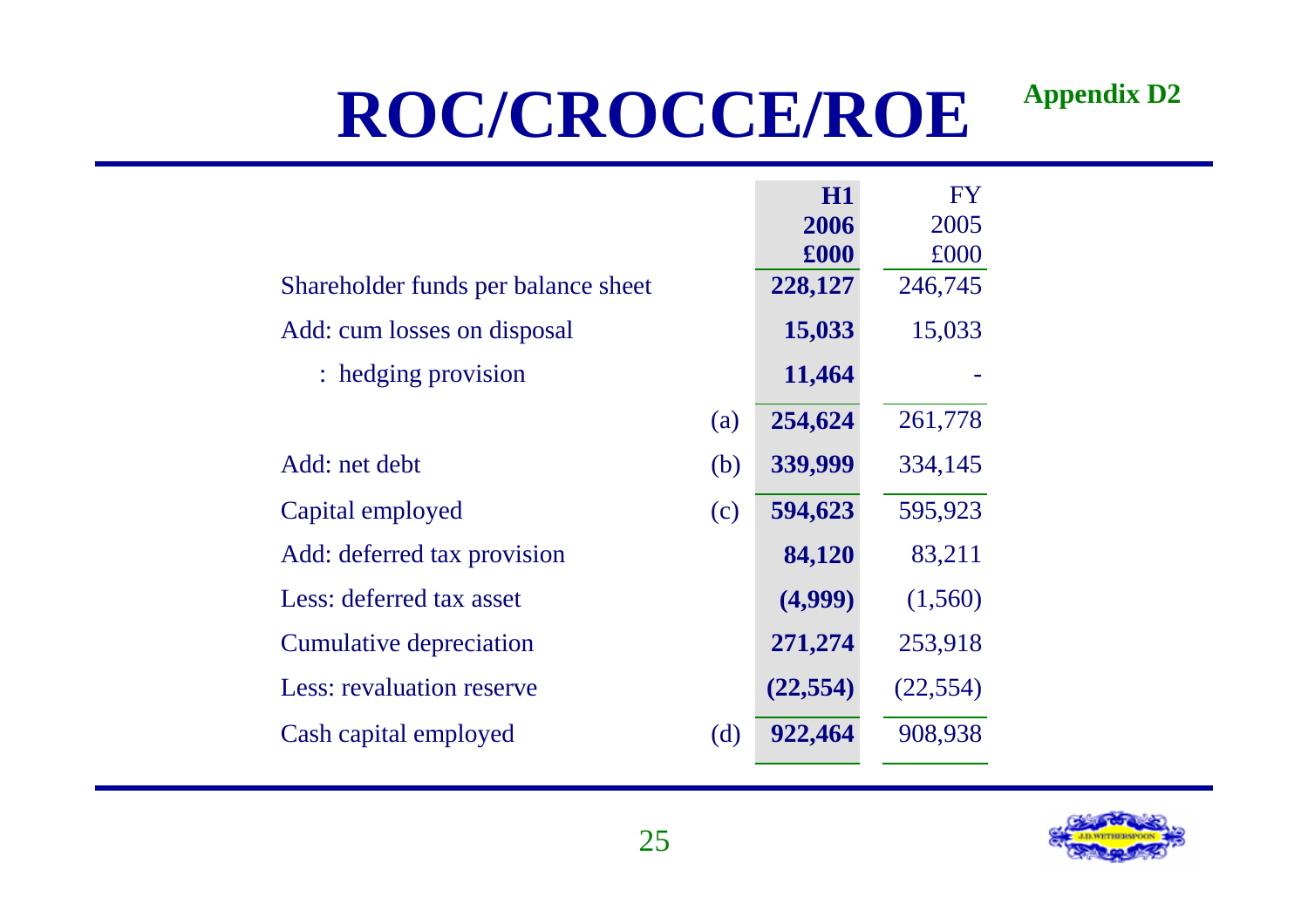# ROC/CROCCE/ROE

**Appendix D2**

| | | **H1 2006 £000** | FY 2005 £000 |
|---|---|---|---|
| Shareholder funds per balance sheet | | **228,127** | 246,745 |
| Add: cum losses on disposal | | **15,033** | 15,033 |
| : hedging provision | | **11,464** | - |
| | (a) | **254,624** | 261,778 |
| Add: net debt | (b) | **339,999** | 334,145 |
| Capital employed | (c) | **594,623** | 595,923 |
| Add: deferred tax provision | | **84,120** | 83,211 |
| Less: deferred tax asset | | **(4,999)** | (1,560) |
| Cumulative depreciation | | **271,274** | 253,918 |
| Less: revaluation reserve | | **(22,554)** | (22,554) |
| Cash capital employed | (d) | **922,464** | 908,938 |